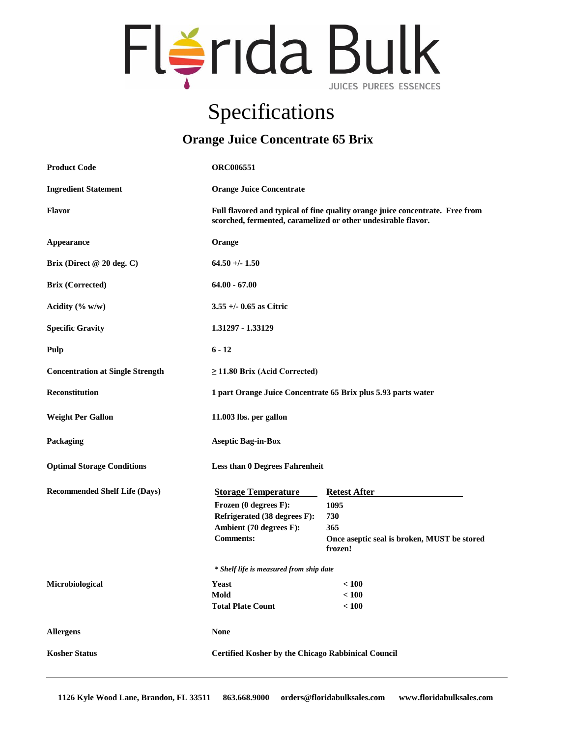# Florida Bulk

JUICES PUREES ESSENCES

## Specifications

### Orange Juice Concentrate 65 Brix

| | |
|---|---|
| **Product Code** | **ORC006551** |
| **Ingredient Statement** | **Orange Juice Concentrate** |
| **Flavor** | **Full flavored and typical of fine quality orange juice concentrate. Free from scorched, fermented, caramelized or other undesirable flavor.** |
| **Appearance** | **Orange** |
| **Brix (Direct @ 20 deg. C)** | **64.50 +/- 1.50** |
| **Brix (Corrected)** | **64.00 - 67.00** |
| **Acidity (% w/w)** | **3.55 +/- 0.65 as Citric** |
| **Specific Gravity** | **1.31297 - 1.33129** |
| **Pulp** | **6 - 12** |
| **Concentration at Single Strength** | **≥ 11.80 Brix (Acid Corrected)** |
| **Reconstitution** | **1 part Orange Juice Concentrate 65 Brix plus 5.93 parts water** |
| **Weight Per Gallon** | **11.003 lbs. per gallon** |
| **Packaging** | **Aseptic Bag-in-Box** |
| **Optimal Storage Conditions** | **Less than 0 Degrees Fahrenheit** |

**Recommended Shelf Life (Days)**

| Storage Temperature | Retest After |
|---|---|
| **Frozen (0 degrees F):** | **1095** |
| **Refrigerated (38 degrees F):** | **730** |
| **Ambient (70 degrees F):** | **365** |
| **Comments:** | **Once aseptic seal is broken, MUST be stored frozen!** |

***\* Shelf life is measured from ship date***

**Microbiological**

| | |
|---|---|
| **Yeast** | **< 100** |
| **Mold** | **< 100** |
| **Total Plate Count** | **< 100** |

| | |
|---|---|
| **Allergens** | **None** |
| **Kosher Status** | **Certified Kosher by the Chicago Rabbinical Council** |

---

**1126 Kyle Wood Lane, Brandon, FL 33511 863.668.9000 orders@floridabulksales.com www.floridabulksales.com**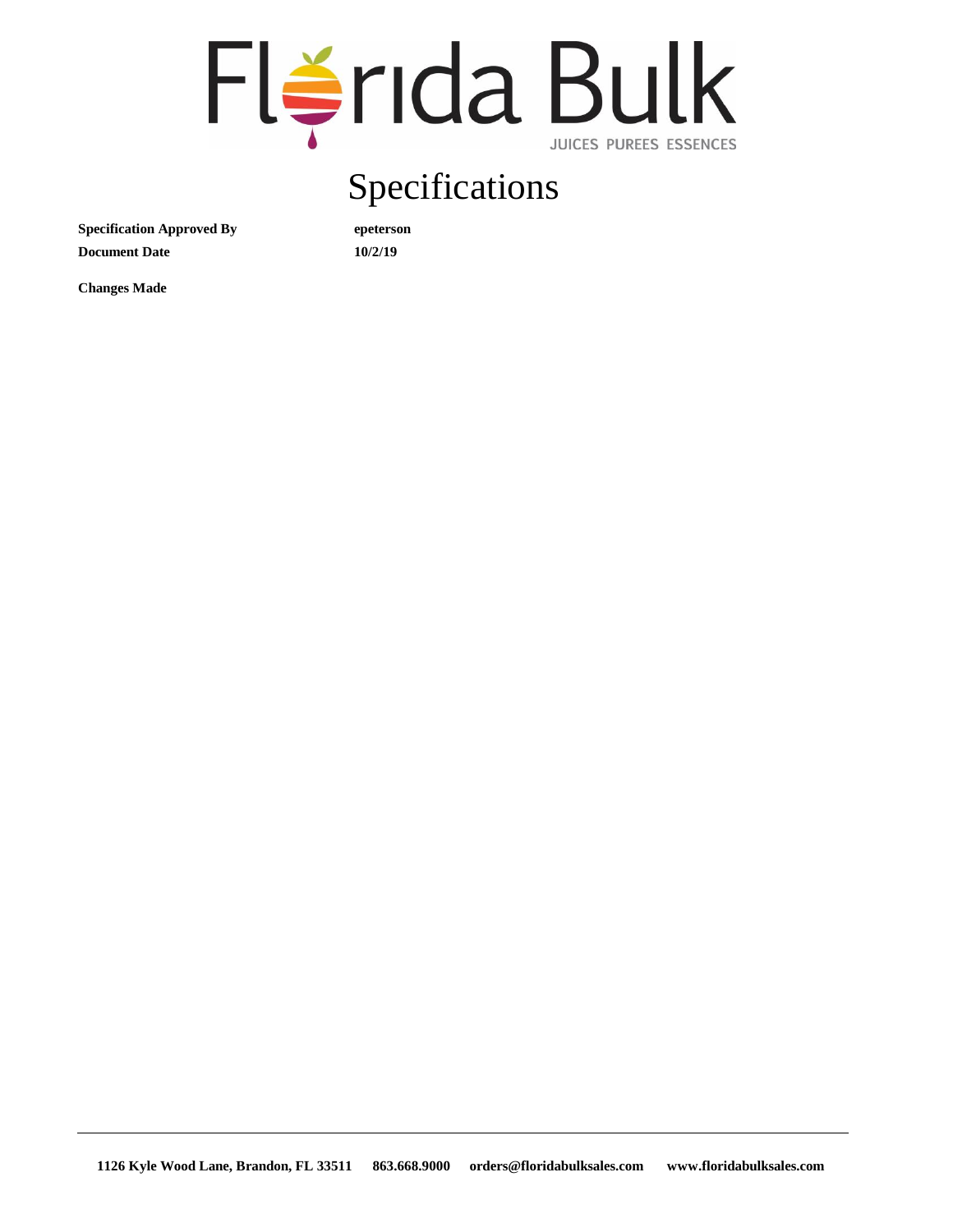# Specifications

| | |
|---|---|
| **Specification Approved By** | **epeterson** |
| **Document Date** | **10/2/19** |

**Changes Made**